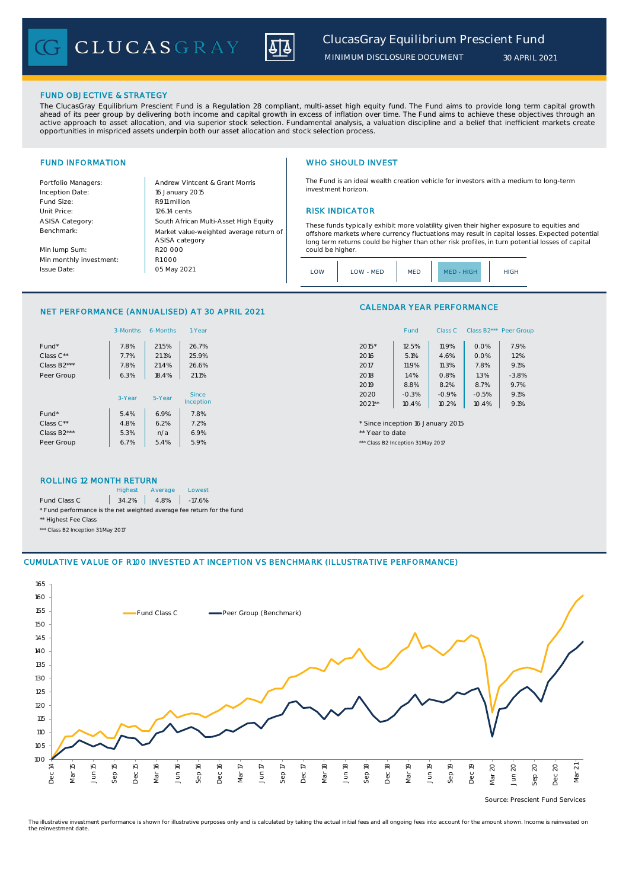# ClucasGray Equilibrium Prescient Fund

MINIMUM DISCLOSURE DOCUMENT 30 APRIL 2021

## FUND OBJECTIVE & STRATEGY

The ClucasGray Equilibrium Prescient Fund is a Regulation 28 compliant, multi-asset high equity fund. The Fund aims to provide long term capital growth ahead of its peer group by delivering both income and capital growth in excess of inflation over time. The Fund aims to achieve these objectives through an active approach to asset allocation, and via superior stock selection. Fundamental analysis, a valuation discipline and a belief that inefficient markets create opportunities in mispriced assets underpin both our asset allocation and stock selection process.

## FUND INFORMATION

| | |
|---|---|
| Portfolio Managers: | Andrew Vintcent & Grant Morris |
| Inception Date: | 16 January 2015 |
| Fund Size: | R911 million |
| Unit Price: | 126.14 cents |
| ASISA Category: | South African Multi-Asset High Equity |
| Benchmark: | Market value-weighted average return of ASISA category |
| Min lump Sum: | R20 000 |
| Min monthly investment: | R1000 |
| Issue Date: | 05 May 2021 |

## WHO SHOULD INVEST

The Fund is an ideal wealth creation vehicle for investors with a medium to long-term investment horizon.

## RISK INDICATOR

These funds typically exhibit more volatility given their higher exposure to equities and offshore markets where currency fluctuations may result in capital losses. Expected potential long term returns could be higher than other risk profiles, in turn potential losses of capital could be higher.

| LOW | LOW - MED | MED | **MED - HIGH** | HIGH |
|---|---|---|---|---|

## NET PERFORMANCE (ANNUALISED) AT 30 APRIL 2021

| | 3-Months | 6-Months | 1-Year |
|---|---|---|---|
| Fund* | 7.8% | 21.5% | 26.7% |
| Class C** | 7.7% | 21.1% | 25.9% |
| Class B2*** | 7.8% | 21.4% | 26.6% |
| Peer Group | 6.3% | 18.4% | 21.1% |

| | 3-Year | 5-Year | Since Inception |
|---|---|---|---|
| Fund* | 5.4% | 6.9% | 7.8% |
| Class C** | 4.8% | 6.2% | 7.2% |
| Class B2*** | 5.3% | n/a | 6.9% |
| Peer Group | 6.7% | 5.4% | 5.9% |

## CALENDAR YEAR PERFORMANCE

| | Fund | Class C | Class B2*** | Peer Group |
|---|---|---|---|---|
| 2015* | 12.5% | 11.9% | 0.0% | 7.9% |
| 2016 | 5.1% | 4.6% | 0.0% | 1.2% |
| 2017 | 11.9% | 11.3% | 7.8% | 9.1% |
| 2018 | 1.4% | 0.8% | 1.3% | -3.8% |
| 2019 | 8.8% | 8.2% | 8.7% | 9.7% |
| 2020 | -0.3% | -0.9% | -0.5% | 9.1% |
| 2021** | 10.4% | 10.2% | 10.4% | 9.1% |

\* Since inception 16 January 2015

** Year to date

*** Class B2 Inception 31 May 2017

## ROLLING 12 MONTH RETURN

| | Highest | Average | Lowest |
|---|---|---|---|
| Fund Class C | 34.2% | 4.8% | -17.6% |

\* Fund performance is the net weighted average fee return for the fund

** Highest Fee Class

*** Class B2 Inception 31 May 2017

## CUMULATIVE VALUE OF R100 INVESTED AT INCEPTION VS BENCHMARK (ILLUSTRATIVE PERFORMANCE)

Source: Prescient Fund Services

The illustrative investment performance is shown for illustrative purposes only and is calculated by taking the actual initial fees and all ongoing fees into account for the amount shown. Income is reinvested on the reinvestment date.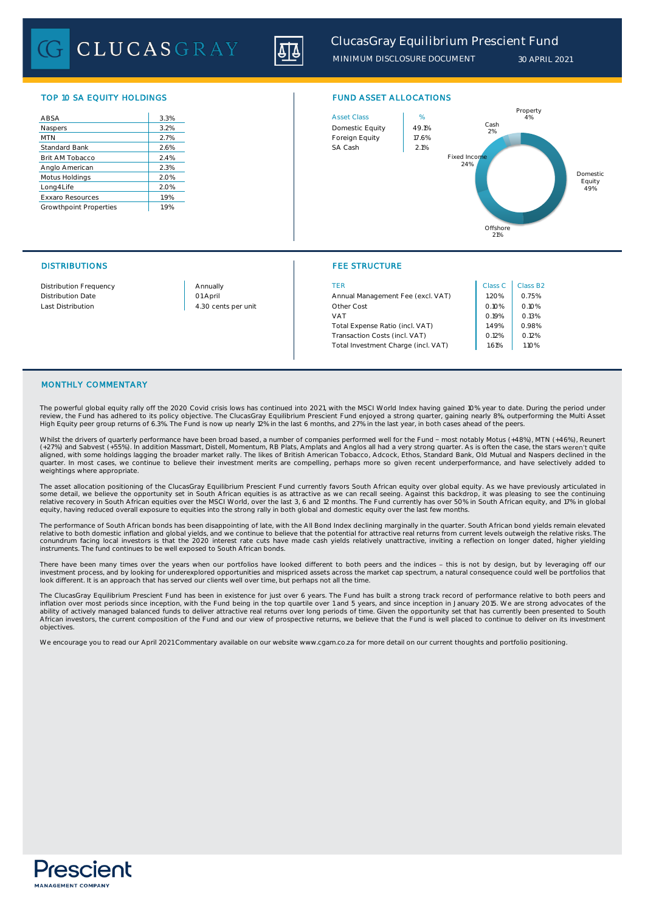# ClucasGray Equilibrium Prescient Fund

MINIMUM DISCLOSURE DOCUMENT 30 APRIL 2021

## TOP 10 SA EQUITY HOLDINGS

| Holding | % |
|---|---|
| ABSA | 3.3% |
| Naspers | 3.2% |
| MTN | 2.7% |
| Standard Bank | 2.6% |
| Brit AM Tobacco | 2.4% |
| Anglo American | 2.3% |
| Motus Holdings | 2.0% |
| Long4Life | 2.0% |
| Exxaro Resources | 1.9% |
| Growthpoint Properties | 1.9% |

## FUND ASSET ALLOCATIONS

| Asset Class | % |
|---|---|
| Domestic Equity | 49.1% |
| Foreign Equity | 17.6% |
| SA Cash | 2.1% |

Property 4%, Cash 2%, Fixed Income 24%, Domestic Equity 49%, Offshore 21%

## DISTRIBUTIONS

| | |
|---|---|
| Distribution Frequency | Annually |
| Distribution Date | 01 April |
| Last Distribution | 4.30 cents per unit |

## FEE STRUCTURE

| TER | Class C | Class B2 |
|---|---|---|
| Annual Management Fee (excl. VAT) | 1.20% | 0.75% |
| Other Cost | 0.10% | 0.10% |
| VAT | 0.19% | 0.13% |
| Total Expense Ratio (incl. VAT) | 1.49% | 0.98% |
| Transaction Costs (incl. VAT) | 0.12% | 0.12% |
| Total Investment Charge (incl. VAT) | 1.61% | 1.10% |

## MONTHLY COMMENTARY

The powerful global equity rally off the 2020 Covid crisis lows has continued into 2021, with the MSCI World Index having gained 10% year to date. During the period under review, the Fund has adhered to its policy objective. The ClucasGray Equilibrium Prescient Fund enjoyed a strong quarter, gaining nearly 8%, outperforming the Multi Asset High Equity peer group returns of 6.3%. The Fund is now up nearly 12% in the last 6 months, and 27% in the last year, in both cases ahead of the peers.

Whilst the drivers of quarterly performance have been broad based, a number of companies performed well for the Fund – most notably Motus (+48%), MTN (+46%), Reunert (+27%) and Sabvest (+55%). In addition Massmart, Distell, Momentum, RB Plats, Amplats and Anglos all had a very strong quarter. As is often the case, the stars weren't quite aligned, with some holdings lagging the broader market rally. The likes of British American Tobacco, Adcock, Ethos, Standard Bank, Old Mutual and Naspers declined in the quarter. In most cases, we continue to believe their investment merits are compelling, perhaps more so given recent underperformance, and have selectively added to weightings where appropriate.

The asset allocation positioning of the ClucasGray Equilibrium Prescient Fund currently favors South African equity over global equity. As we have previously articulated in some detail, we believe the opportunity set in South African equities is as attractive as we can recall seeing. Against this backdrop, it was pleasing to see the continuing relative recovery in South African equities over the MSCI World, over the last 3, 6 and 12 months. The Fund currently has over 50% in South African equity, and 17% in global equity, having reduced overall exposure to equities into the strong rally in both global and domestic equity over the last few months.

The performance of South African bonds has been disappointing of late, with the All Bond Index declining marginally in the quarter. South African bond yields remain elevated relative to both domestic inflation and global yields, and we continue to believe that the potential for attractive real returns from current levels outweigh the relative risks. The conundrum facing local investors is that the 2020 interest rate cuts have made cash yields relatively unattractive, inviting a reflection on longer dated, higher yielding instruments. The fund continues to be well exposed to South African bonds.

There have been many times over the years when our portfolios have looked different to both peers and the indices – this is not by design, but by leveraging off our investment process, and by looking for underexplored opportunities and mispriced assets across the market cap spectrum, a natural consequence could well be portfolios that look different. It is an approach that has served our clients well over time, but perhaps not all the time.

The ClucasGray Equilibrium Prescient Fund has been in existence for just over 6 years. The Fund has built a strong track record of performance relative to both peers and inflation over most periods since inception, with the Fund being in the top quartile over 1 and 5 years, and since inception in January 2015. We are strong advocates of the ability of actively managed balanced funds to deliver attractive real returns over long periods of time. Given the opportunity set that has currently been presented to South African investors, the current composition of the Fund and our view of prospective returns, we believe that the Fund is well placed to continue to deliver on its investment objectives.

We encourage you to read our April 2021 Commentary available on our website www.cgam.co.za for more detail on our current thoughts and portfolio positioning.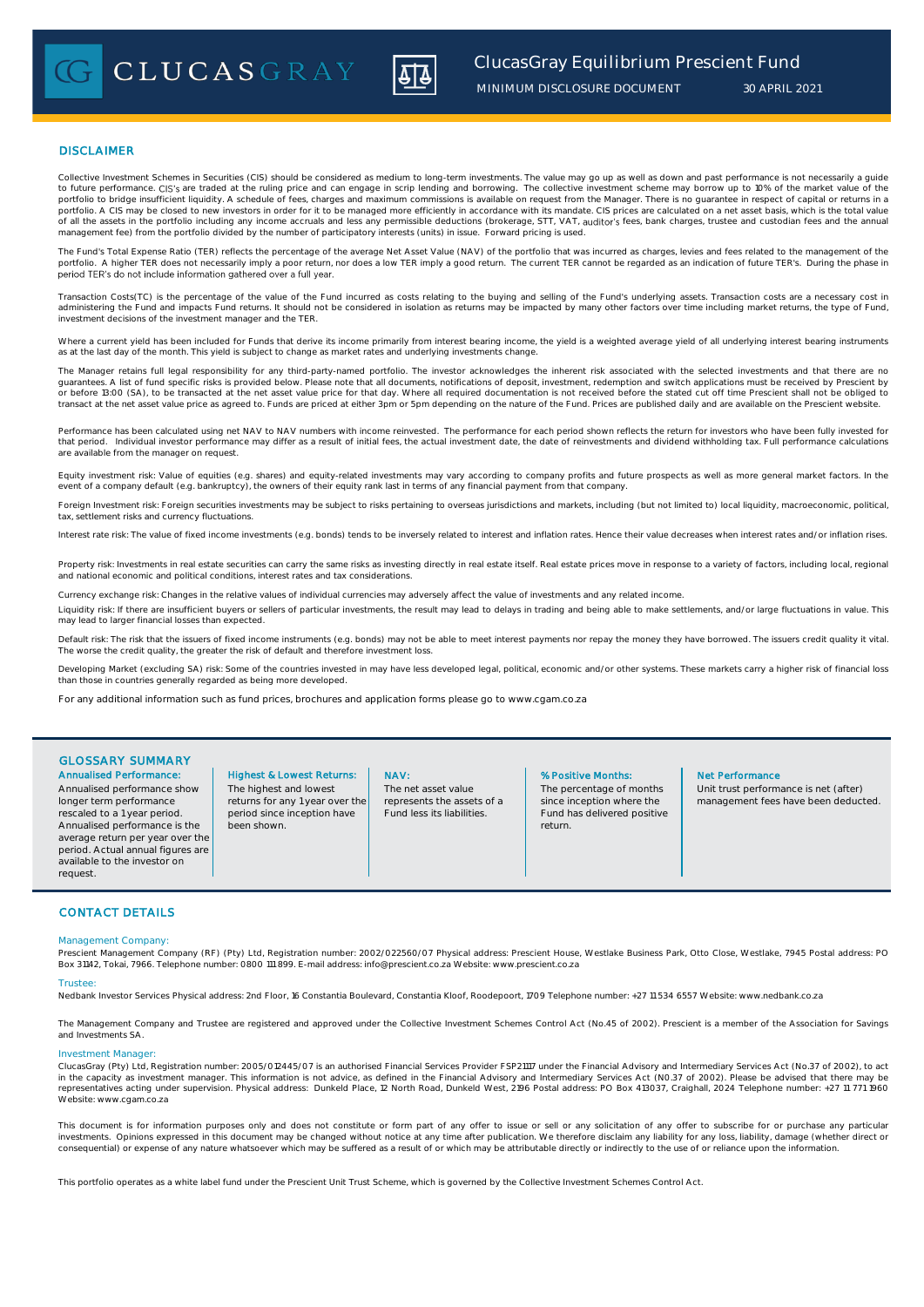CLUCASGRAY

# ClucasGray Equilibrium Prescient Fund

MINIMUM DISCLOSURE DOCUMENT 30 APRIL 2021

## DISCLAIMER

Collective Investment Schemes in Securities (CIS) should be considered as medium to long-term investments. The value may go up as well as down and past performance is not necessarily a guide to future performance. CIS's are traded at the ruling price and can engage in scrip lending and borrowing. The collective investment scheme may borrow up to 10% of the market value of the portfolio to bridge insufficient liquidity. A schedule of fees, charges and maximum commissions is available on request from the Manager. There is no guarantee in respect of capital or returns in a portfolio. A CIS may be closed to new investors in order for it to be managed more efficiently in accordance with its mandate. CIS prices are calculated on a net asset basis, which is the total value of all the assets in the portfolio including any income accruals and less any permissible deductions (brokerage, STT, VAT, auditor's fees, bank charges, trustee and custodian fees and the annual management fee) from the portfolio divided by the number of participatory interests (units) in issue. Forward pricing is used.

The Fund's Total Expense Ratio (TER) reflects the percentage of the average Net Asset Value (NAV) of the portfolio that was incurred as charges, levies and fees related to the management of the portfolio. A higher TER does not necessarily imply a poor return, nor does a low TER imply a good return. The current TER cannot be regarded as an indication of future TER's. During the phase in period TER's do not include information gathered over a full year.

Transaction Costs(TC) is the percentage of the value of the Fund incurred as costs relating to the buying and selling of the Fund's underlying assets. Transaction costs are a necessary cost in administering the Fund and impacts Fund returns. It should not be considered in isolation as returns may be impacted by many other factors over time including market returns, the type of Fund, investment decisions of the investment manager and the TER.

Where a current yield has been included for Funds that derive its income primarily from interest bearing income, the yield is a weighted average yield of all underlying interest bearing instruments as at the last day of the month. This yield is subject to change as market rates and underlying investments change.

The Manager retains full legal responsibility for any third-party-named portfolio. The investor acknowledges the inherent risk associated with the selected investments and that there are no guarantees. A list of fund specific risks is provided below. Please note that all documents, notifications of deposit, investment, redemption and switch applications must be received by Prescient by or before 13:00 (SA), to be transacted at the net asset value price for that day. Where all required documentation is not received before the stated cut off time Prescient shall not be obliged to transact at the net asset value price as agreed to. Funds are priced at either 3pm or 5pm depending on the nature of the Fund. Prices are published daily and are available on the Prescient website.

Performance has been calculated using net NAV to NAV numbers with income reinvested. The performance for each period shown reflects the return for investors who have been fully invested for that period. Individual investor performance may differ as a result of initial fees, the actual investment date, the date of reinvestments and dividend withholding tax. Full performance calculations are available from the manager on request.

Equity investment risk: Value of equities (e.g. shares) and equity-related investments may vary according to company profits and future prospects as well as more general market factors. In the event of a company default (e.g. bankruptcy), the owners of their equity rank last in terms of any financial payment from that company.

Foreign Investment risk: Foreign securities investments may be subject to risks pertaining to overseas jurisdictions and markets, including (but not limited to) local liquidity, macroeconomic, political, tax, settlement risks and currency fluctuations.

Interest rate risk: The value of fixed income investments (e.g. bonds) tends to be inversely related to interest and inflation rates. Hence their value decreases when interest rates and/or inflation rises.

Property risk: Investments in real estate securities can carry the same risks as investing directly in real estate itself. Real estate prices move in response to a variety of factors, including local, regional and national economic and political conditions, interest rates and tax considerations.

Currency exchange risk: Changes in the relative values of individual currencies may adversely affect the value of investments and any related income.

Liquidity risk: If there are insufficient buyers or sellers of particular investments, the result may lead to delays in trading and being able to make settlements, and/or large fluctuations in value. This may lead to larger financial losses than expected.

Default risk: The risk that the issuers of fixed income instruments (e.g. bonds) may not be able to meet interest payments nor repay the money they have borrowed. The issuers credit quality it vital. The worse the credit quality, the greater the risk of default and therefore investment loss.

Developing Market (excluding SA) risk: Some of the countries invested in may have less developed legal, political, economic and/or other systems. These markets carry a higher risk of financial loss than those in countries generally regarded as being more developed.

For any additional information such as fund prices, brochures and application forms please go to www.cgam.co.za

## GLOSSARY SUMMARY

**Annualised Performance:** Annualised performance show longer term performance rescaled to a 1 year period. Annualised performance is the average return per year over the period. Actual annual figures are available to the investor on request.

**Highest & Lowest Returns:** The highest and lowest returns for any 1 year over the period since inception have been shown.

**NAV:** The net asset value represents the assets of a Fund less its liabilities.

**% Positive Months:** The percentage of months since inception where the Fund has delivered positive return.

**Net Performance** Unit trust performance is net (after) management fees have been deducted.

## CONTACT DETAILS

### Management Company:

Prescient Management Company (RF) (Pty) Ltd, Registration number: 2002/022560/07 Physical address: Prescient House, Westlake Business Park, Otto Close, Westlake, 7945 Postal address: PO Box 31142, Tokai, 7966. Telephone number: 0800 111 899. E-mail address: info@prescient.co.za Website: www.prescient.co.za

### Trustee:

Nedbank Investor Services Physical address: 2nd Floor, 16 Constantia Boulevard, Constantia Kloof, Roodepoort, 1709 Telephone number: +27 11 534 6557 Website: www.nedbank.co.za

The Management Company and Trustee are registered and approved under the Collective Investment Schemes Control Act (No.45 of 2002). Prescient is a member of the Association for Savings and Investments SA.

### Investment Manager:

ClucasGray (Pty) Ltd, Registration number: 2005/012445/07 is an authorised Financial Services Provider FSP21117 under the Financial Advisory and Intermediary Services Act (No.37 of 2002), to act in the capacity as investment manager. This information is not advice, as defined in the Financial Advisory and Intermediary Services Act (NO.37 of 2002). Please be advised that there may be representatives acting under supervision. Physical address: Dunkeld Place, 12 North Road, Dunkeld West, 2196 Postal address: PO Box 413037, Craighall, 2024 Telephone number: +27 11 771 1960 Website: www.cgam.co.za

This document is for information purposes only and does not constitute or form part of any offer to issue or sell or any solicitation of any offer to subscribe for or purchase any particular investments. Opinions expressed in this document may be changed without notice at any time after publication. We therefore disclaim any liability for any loss, liability, damage (whether direct or consequential) or expense of any nature whatsoever which may be suffered as a result of or which may be attributable directly or indirectly to the use of or reliance upon the information.

This portfolio operates as a white label fund under the Prescient Unit Trust Scheme, which is governed by the Collective Investment Schemes Control Act.